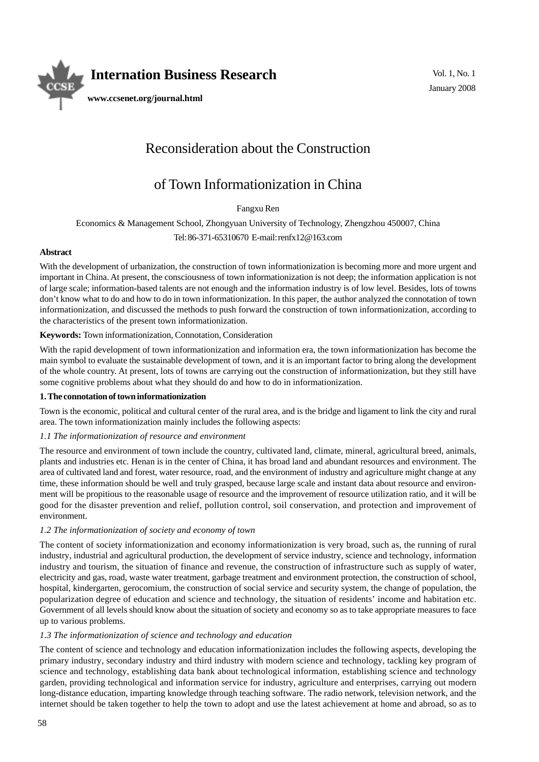// Journal header (International Business Research, Vol. 1, No. 1, January 2008) omitted as page metadata

# Reconsideration about the Construction of Town Informationization in China

Fangxu Ren

Economics & Management School, Zhongyuan University of Technology, Zhengzhou 450007, China

Tel: 86-371-65310670 E-mail: renfx12@163.com

**Abstract**

With the development of urbanization, the construction of town informationization is becoming more and more urgent and important in China. At present, the consciousness of town informationization is not deep; the information application is not of large scale; information-based talents are not enough and the information industry is of low level. Besides, lots of towns don't know what to do and how to do in town informationization. In this paper, the author analyzed the connotation of town informationization, and discussed the methods to push forward the construction of town informationization, according to the characteristics of the present town informationization.

**Keywords:** Town informationization, Connotation, Consideration

With the rapid development of town informationization and information era, the town informationization has become the main symbol to evaluate the sustainable development of town, and it is an important factor to bring along the development of the whole country. At present, lots of towns are carrying out the construction of informationization, but they still have some cognitive problems about what they should do and how to do in informationization.

## 1. The connotation of town informationization

Town is the economic, political and cultural center of the rural area, and is the bridge and ligament to link the city and rural area. The town informationization mainly includes the following aspects:

### *1.1 The informationization of resource and environment*

The resource and environment of town include the country, cultivated land, climate, mineral, agricultural breed, animals, plants and industries etc. Henan is in the center of China, it has broad land and abundant resources and environment. The area of cultivated land and forest, water resource, road, and the environment of industry and agriculture might change at any time, these information should be well and truly grasped, because large scale and instant data about resource and environment will be propitious to the reasonable usage of resource and the improvement of resource utilization ratio, and it will be good for the disaster prevention and relief, pollution control, soil conservation, and protection and improvement of environment.

### *1.2 The informationization of society and economy of town*

The content of society informationization and economy informationization is very broad, such as, the running of rural industry, industrial and agricultural production, the development of service industry, science and technology, information industry and tourism, the situation of finance and revenue, the construction of infrastructure such as supply of water, electricity and gas, road, waste water treatment, garbage treatment and environment protection, the construction of school, hospital, kindergarten, gerocomium, the construction of social service and security system, the change of population, the popularization degree of education and science and technology, the situation of residents' income and habitation etc. Government of all levels should know about the situation of society and economy so as to take appropriate measures to face up to various problems.

### *1.3 The informationization of science and technology and education*

The content of science and technology and education informationization includes the following aspects, developing the primary industry, secondary industry and third industry with modern science and technology, tackling key program of science and technology, establishing data bank about technological information, establishing science and technology garden, providing technological and information service for industry, agriculture and enterprises, carrying out modern long-distance education, imparting knowledge through teaching software. The radio network, television network, and the internet should be taken together to help the town to adopt and use the latest achievement at home and abroad, so as to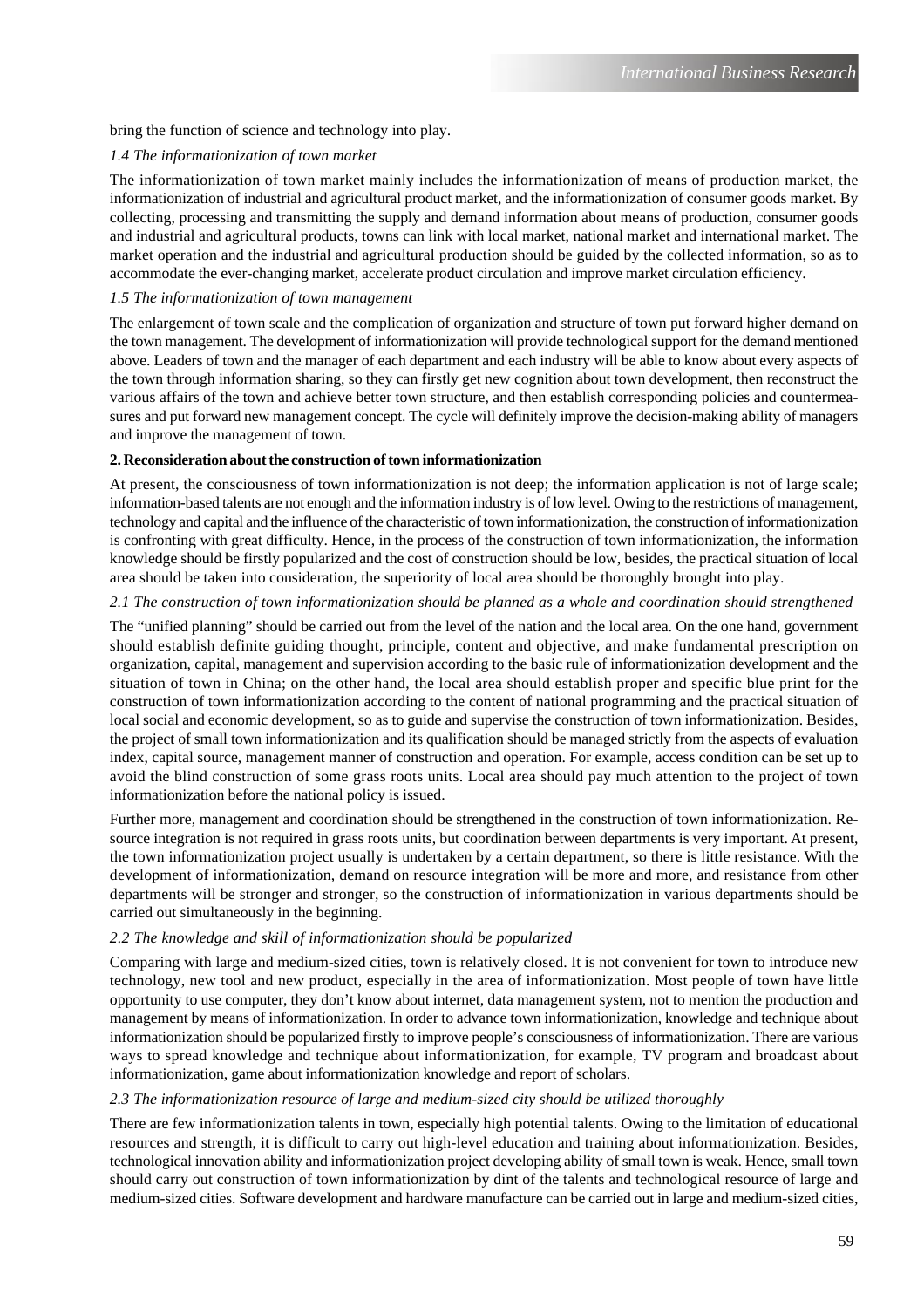bring the function of science and technology into play.

### *1.4 The informationization of town market*

The informationization of town market mainly includes the informationization of means of production market, the informationization of industrial and agricultural product market, and the informationization of consumer goods market. By collecting, processing and transmitting the supply and demand information about means of production, consumer goods and industrial and agricultural products, towns can link with local market, national market and international market. The market operation and the industrial and agricultural production should be guided by the collected information, so as to accommodate the ever-changing market, accelerate product circulation and improve market circulation efficiency.

### *1.5 The informationization of town management*

The enlargement of town scale and the complication of organization and structure of town put forward higher demand on the town management. The development of informationization will provide technological support for the demand mentioned above. Leaders of town and the manager of each department and each industry will be able to know about every aspects of the town through information sharing, so they can firstly get new cognition about town development, then reconstruct the various affairs of the town and achieve better town structure, and then establish corresponding policies and countermeasures and put forward new management concept. The cycle will definitely improve the decision-making ability of managers and improve the management of town.

## **2. Reconsideration about the construction of town informationization**

At present, the consciousness of town informationization is not deep; the information application is not of large scale; information-based talents are not enough and the information industry is of low level. Owing to the restrictions of management, technology and capital and the influence of the characteristic of town informationization, the construction of informationization is confronting with great difficulty. Hence, in the process of the construction of town informationization, the information knowledge should be firstly popularized and the cost of construction should be low, besides, the practical situation of local area should be taken into consideration, the superiority of local area should be thoroughly brought into play.

### *2.1 The construction of town informationization should be planned as a whole and coordination should strengthened*

The "unified planning" should be carried out from the level of the nation and the local area. On the one hand, government should establish definite guiding thought, principle, content and objective, and make fundamental prescription on organization, capital, management and supervision according to the basic rule of informationization development and the situation of town in China; on the other hand, the local area should establish proper and specific blue print for the construction of town informationization according to the content of national programming and the practical situation of local social and economic development, so as to guide and supervise the construction of town informationization. Besides, the project of small town informationization and its qualification should be managed strictly from the aspects of evaluation index, capital source, management manner of construction and operation. For example, access condition can be set up to avoid the blind construction of some grass roots units. Local area should pay much attention to the project of town informationization before the national policy is issued.

Further more, management and coordination should be strengthened in the construction of town informationization. Resource integration is not required in grass roots units, but coordination between departments is very important. At present, the town informationization project usually is undertaken by a certain department, so there is little resistance. With the development of informationization, demand on resource integration will be more and more, and resistance from other departments will be stronger and stronger, so the construction of informationization in various departments should be carried out simultaneously in the beginning.

### *2.2 The knowledge and skill of informationization should be popularized*

Comparing with large and medium-sized cities, town is relatively closed. It is not convenient for town to introduce new technology, new tool and new product, especially in the area of informationization. Most people of town have little opportunity to use computer, they don't know about internet, data management system, not to mention the production and management by means of informationization. In order to advance town informationization, knowledge and technique about informationization should be popularized firstly to improve people's consciousness of informationization. There are various ways to spread knowledge and technique about informationization, for example, TV program and broadcast about informationization, game about informationization knowledge and report of scholars.

### *2.3 The informationization resource of large and medium-sized city should be utilized thoroughly*

There are few informationization talents in town, especially high potential talents. Owing to the limitation of educational resources and strength, it is difficult to carry out high-level education and training about informationization. Besides, technological innovation ability and informationization project developing ability of small town is weak. Hence, small town should carry out construction of town informationization by dint of the talents and technological resource of large and medium-sized cities. Software development and hardware manufacture can be carried out in large and medium-sized cities,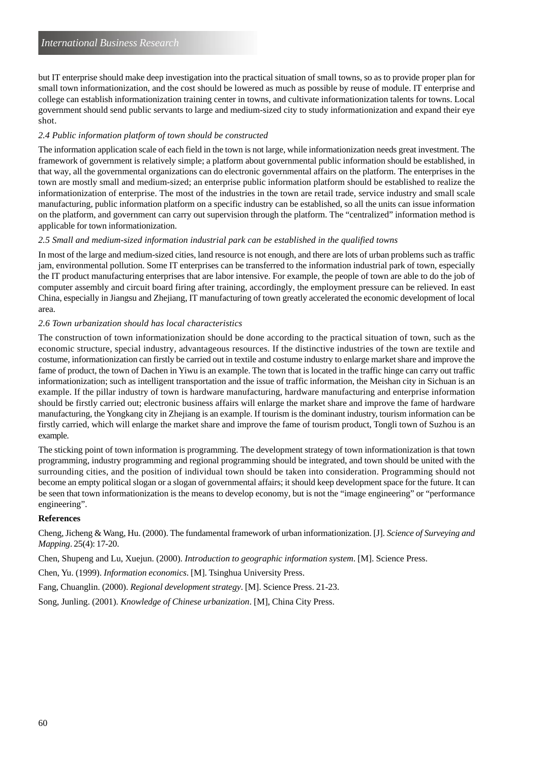but IT enterprise should make deep investigation into the practical situation of small towns, so as to provide proper plan for small town informationization, and the cost should be lowered as much as possible by reuse of module. IT enterprise and college can establish informationization training center in towns, and cultivate informationization talents for towns. Local government should send public servants to large and medium-sized city to study informationization and expand their eye shot.

### *2.4 Public information platform of town should be constructed*

The information application scale of each field in the town is not large, while informationization needs great investment. The framework of government is relatively simple; a platform about governmental public information should be established, in that way, all the governmental organizations can do electronic governmental affairs on the platform. The enterprises in the town are mostly small and medium-sized; an enterprise public information platform should be established to realize the informationization of enterprise. The most of the industries in the town are retail trade, service industry and small scale manufacturing, public information platform on a specific industry can be established, so all the units can issue information on the platform, and government can carry out supervision through the platform. The "centralized" information method is applicable for town informationization.

### *2.5 Small and medium-sized information industrial park can be established in the qualified towns*

In most of the large and medium-sized cities, land resource is not enough, and there are lots of urban problems such as traffic jam, environmental pollution. Some IT enterprises can be transferred to the information industrial park of town, especially the IT product manufacturing enterprises that are labor intensive. For example, the people of town are able to do the job of computer assembly and circuit board firing after training, accordingly, the employment pressure can be relieved. In east China, especially in Jiangsu and Zhejiang, IT manufacturing of town greatly accelerated the economic development of local area.

### *2.6 Town urbanization should has local characteristics*

The construction of town informationization should be done according to the practical situation of town, such as the economic structure, special industry, advantageous resources. If the distinctive industries of the town are textile and costume, informationization can firstly be carried out in textile and costume industry to enlarge market share and improve the fame of product, the town of Dachen in Yiwu is an example. The town that is located in the traffic hinge can carry out traffic informationization; such as intelligent transportation and the issue of traffic information, the Meishan city in Sichuan is an example. If the pillar industry of town is hardware manufacturing, hardware manufacturing and enterprise information should be firstly carried out; electronic business affairs will enlarge the market share and improve the fame of hardware manufacturing, the Yongkang city in Zhejiang is an example. If tourism is the dominant industry, tourism information can be firstly carried, which will enlarge the market share and improve the fame of tourism product, Tongli town of Suzhou is an example.

The sticking point of town information is programming. The development strategy of town informationization is that town programming, industry programming and regional programming should be integrated, and town should be united with the surrounding cities, and the position of individual town should be taken into consideration. Programming should not become an empty political slogan or a slogan of governmental affairs; it should keep development space for the future. It can be seen that town informationization is the means to develop economy, but is not the "image engineering" or "performance engineering".

**References**

Cheng, Jicheng & Wang, Hu. (2000). The fundamental framework of urban informationization. [J]. *Science of Surveying and Mapping*. 25(4): 17-20.

Chen, Shupeng and Lu, Xuejun. (2000). *Introduction to geographic information system*. [M]. Science Press.

Chen, Yu. (1999). *Information economics*. [M]. Tsinghua University Press.

Fang, Chuanglin. (2000). *Regional development strategy*. [M]. Science Press. 21-23.

Song, Junling. (2001). *Knowledge of Chinese urbanization*. [M], China City Press.